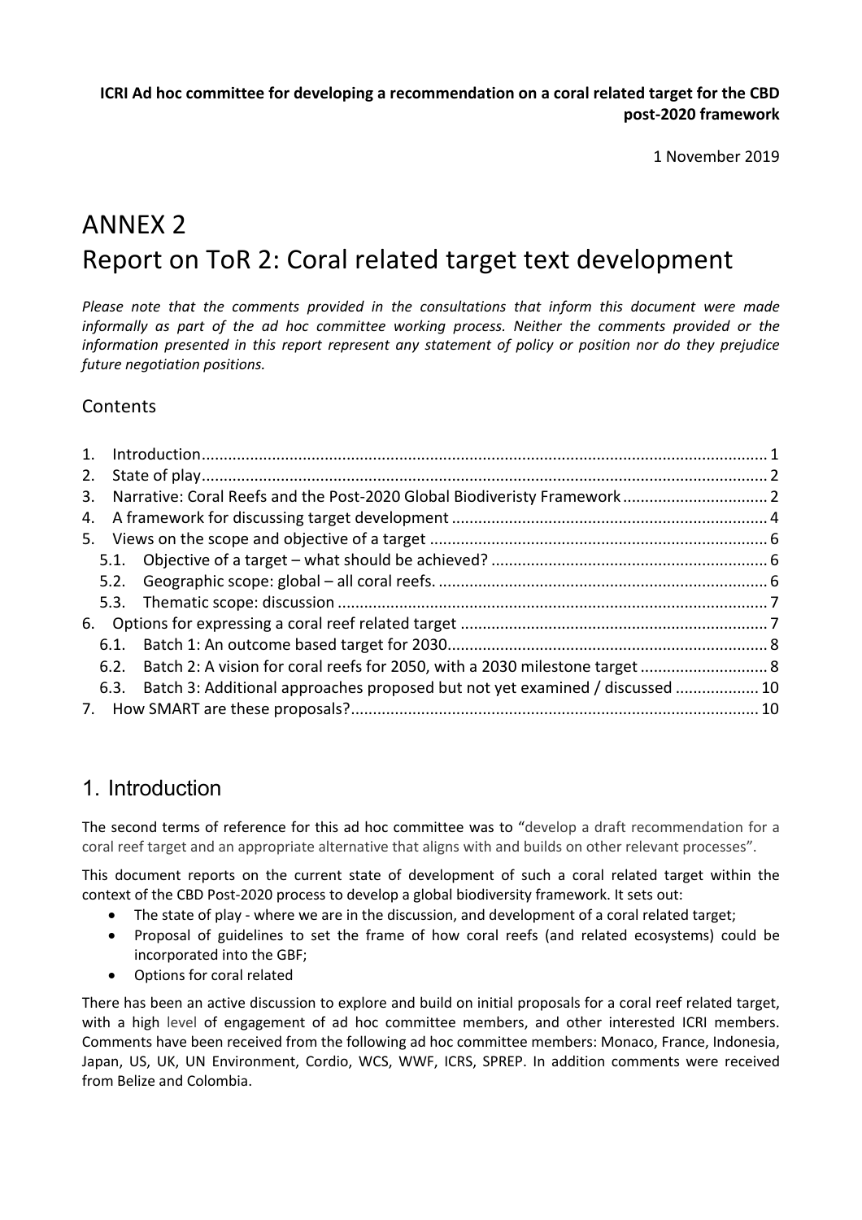**ICRI Ad hoc committee for developing a recommendation on a coral related target for the CBD post-2020 framework**

1 November 2019

# ANNEX 2
# Report on ToR 2: Coral related target text development

*Please note that the comments provided in the consultations that inform this document were made informally as part of the ad hoc committee working process. Neither the comments provided or the information presented in this report represent any statement of policy or position nor do they prejudice future negotiation positions.*

## Contents

1. Introduction ........ 1
2. State of play ........ 2
3. Narrative: Coral Reefs and the Post-2020 Global Biodiveristy Framework ........ 2
4. A framework for discussing target development ........ 4
5. Views on the scope and objective of a target ........ 6
   - 5.1. Objective of a target – what should be achieved? ........ 6
   - 5.2. Geographic scope: global – all coral reefs. ........ 6
   - 5.3. Thematic scope: discussion ........ 7
6. Options for expressing a coral reef related target ........ 7
   - 6.1. Batch 1: An outcome based target for 2030........ 8
   - 6.2. Batch 2: A vision for coral reefs for 2050, with a 2030 milestone target ........ 8
   - 6.3. Batch 3: Additional approaches proposed but not yet examined / discussed ........ 10
7. How SMART are these proposals? ........ 10

## 1. Introduction

The second terms of reference for this ad hoc committee was to "develop a draft recommendation for a coral reef target and an appropriate alternative that aligns with and builds on other relevant processes".

This document reports on the current state of development of such a coral related target within the context of the CBD Post-2020 process to develop a global biodiversity framework. It sets out:

- The state of play - where we are in the discussion, and development of a coral related target;
- Proposal of guidelines to set the frame of how coral reefs (and related ecosystems) could be incorporated into the GBF;
- Options for coral related

There has been an active discussion to explore and build on initial proposals for a coral reef related target, with a high level of engagement of ad hoc committee members, and other interested ICRI members. Comments have been received from the following ad hoc committee members: Monaco, France, Indonesia, Japan, US, UK, UN Environment, Cordio, WCS, WWF, ICRS, SPREP. In addition comments were received from Belize and Colombia.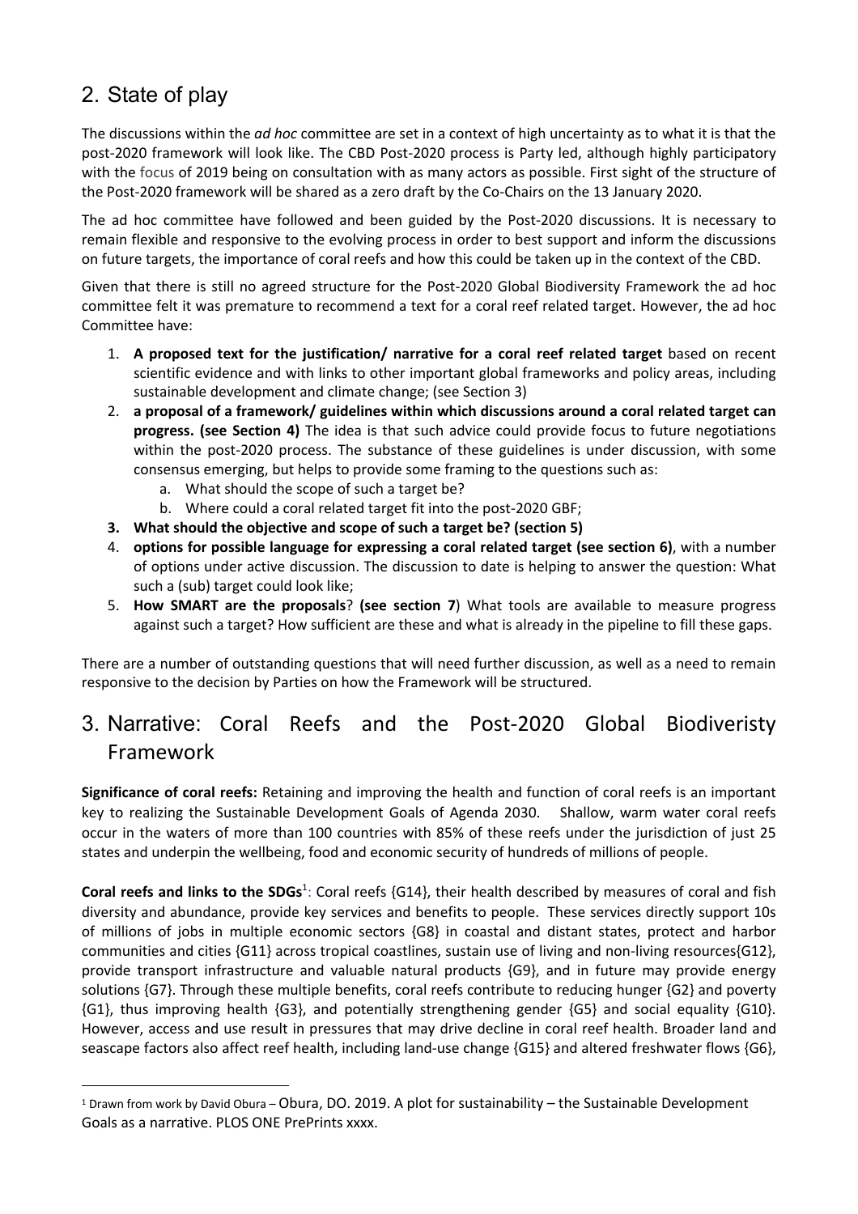## 2. State of play

The discussions within the *ad hoc* committee are set in a context of high uncertainty as to what it is that the post-2020 framework will look like. The CBD Post-2020 process is Party led, although highly participatory with the focus of 2019 being on consultation with as many actors as possible. First sight of the structure of the Post-2020 framework will be shared as a zero draft by the Co-Chairs on the 13 January 2020.

The ad hoc committee have followed and been guided by the Post-2020 discussions. It is necessary to remain flexible and responsive to the evolving process in order to best support and inform the discussions on future targets, the importance of coral reefs and how this could be taken up in the context of the CBD.

Given that there is still no agreed structure for the Post-2020 Global Biodiversity Framework the ad hoc committee felt it was premature to recommend a text for a coral reef related target. However, the ad hoc Committee have:

1. **A proposed text for the justification/ narrative for a coral reef related target** based on recent scientific evidence and with links to other important global frameworks and policy areas, including sustainable development and climate change; (see Section 3)
2. **a proposal of a framework/ guidelines within which discussions around a coral related target can progress. (see Section 4)** The idea is that such advice could provide focus to future negotiations within the post-2020 process. The substance of these guidelines is under discussion, with some consensus emerging, but helps to provide some framing to the questions such as:
   a. What should the scope of such a target be?
   b. Where could a coral related target fit into the post-2020 GBF;
3. **What should the objective and scope of such a target be? (section 5)**
4. **options for possible language for expressing a coral related target (see section 6)**, with a number of options under active discussion. The discussion to date is helping to answer the question: What such a (sub) target could look like;
5. **How SMART are the proposals**? **(see section 7**) What tools are available to measure progress against such a target? How sufficient are these and what is already in the pipeline to fill these gaps.

There are a number of outstanding questions that will need further discussion, as well as a need to remain responsive to the decision by Parties on how the Framework will be structured.

## 3. Narrative: Coral Reefs and the Post-2020 Global Biodiveristy Framework

**Significance of coral reefs:** Retaining and improving the health and function of coral reefs is an important key to realizing the Sustainable Development Goals of Agenda 2030. Shallow, warm water coral reefs occur in the waters of more than 100 countries with 85% of these reefs under the jurisdiction of just 25 states and underpin the wellbeing, food and economic security of hundreds of millions of people.

**Coral reefs and links to the SDGs**[1]: Coral reefs {G14}, their health described by measures of coral and fish diversity and abundance, provide key services and benefits to people. These services directly support 10s of millions of jobs in multiple economic sectors {G8} in coastal and distant states, protect and harbor communities and cities {G11} across tropical coastlines, sustain use of living and non-living resources{G12}, provide transport infrastructure and valuable natural products {G9}, and in future may provide energy solutions {G7}. Through these multiple benefits, coral reefs contribute to reducing hunger {G2} and poverty {G1}, thus improving health {G3}, and potentially strengthening gender {G5} and social equality {G10}. However, access and use result in pressures that may drive decline in coral reef health. Broader land and seascape factors also affect reef health, including land-use change {G15} and altered freshwater flows {G6},

[1] Drawn from work by David Obura – Obura, DO. 2019. A plot for sustainability – the Sustainable Development Goals as a narrative. PLOS ONE PrePrints xxxx.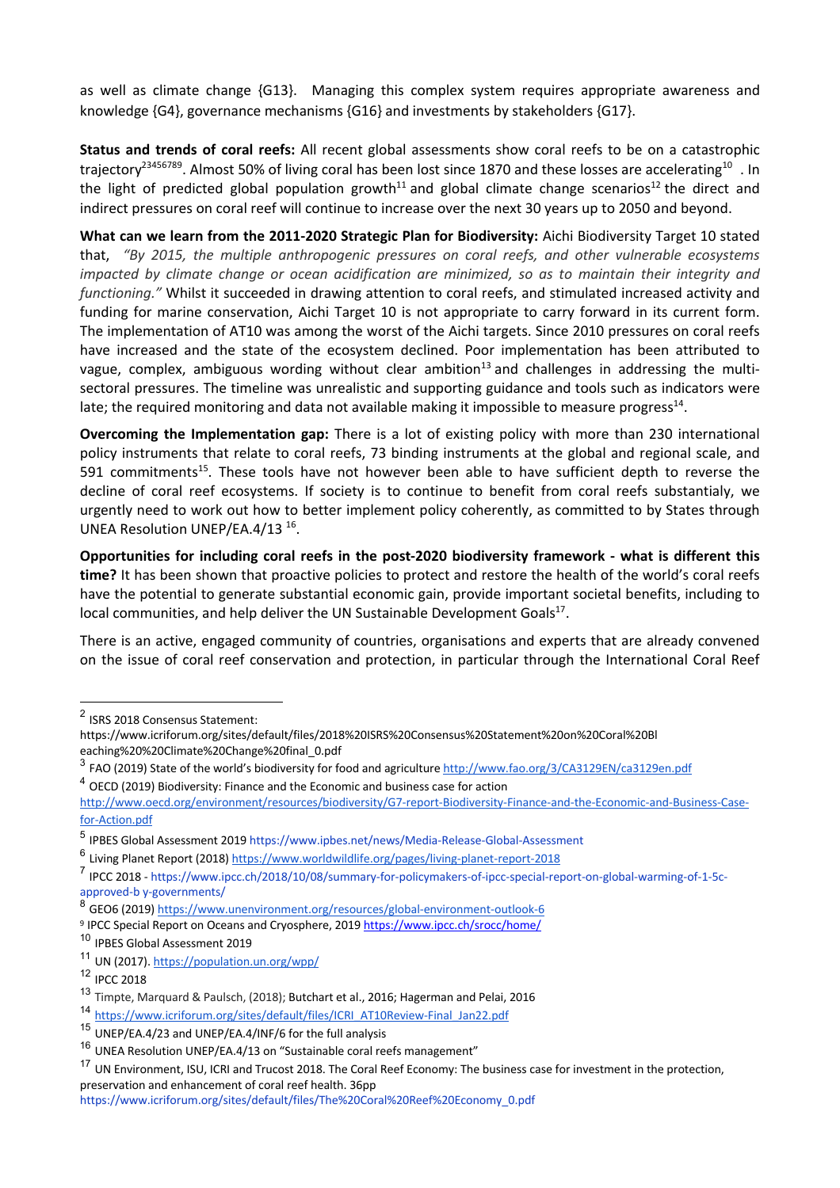as well as climate change {G13}. Managing this complex system requires appropriate awareness and knowledge {G4}, governance mechanisms {G16} and investments by stakeholders {G17}.

**Status and trends of coral reefs:** All recent global assessments show coral reefs to be on a catastrophic trajectory[2,3,4,5,6,7,8,9]. Almost 50% of living coral has been lost since 1870 and these losses are accelerating[10] . In the light of predicted global population growth[11] and global climate change scenarios[12] the direct and indirect pressures on coral reef will continue to increase over the next 30 years up to 2050 and beyond.

**What can we learn from the 2011-2020 Strategic Plan for Biodiversity:** Aichi Biodiversity Target 10 stated that, *"By 2015, the multiple anthropogenic pressures on coral reefs, and other vulnerable ecosystems impacted by climate change or ocean acidification are minimized, so as to maintain their integrity and functioning."* Whilst it succeeded in drawing attention to coral reefs, and stimulated increased activity and funding for marine conservation, Aichi Target 10 is not appropriate to carry forward in its current form. The implementation of AT10 was among the worst of the Aichi targets. Since 2010 pressures on coral reefs have increased and the state of the ecosystem declined. Poor implementation has been attributed to vague, complex, ambiguous wording without clear ambition[13] and challenges in addressing the multi-sectoral pressures. The timeline was unrealistic and supporting guidance and tools such as indicators were late; the required monitoring and data not available making it impossible to measure progress[14].

**Overcoming the Implementation gap:** There is a lot of existing policy with more than 230 international policy instruments that relate to coral reefs, 73 binding instruments at the global and regional scale, and 591 commitments[15]. These tools have not however been able to have sufficient depth to reverse the decline of coral reef ecosystems. If society is to continue to benefit from coral reefs substantialy, we urgently need to work out how to better implement policy coherently, as committed to by States through UNEA Resolution UNEP/EA.4/13 [16].

**Opportunities for including coral reefs in the post-2020 biodiversity framework - what is different this time?** It has been shown that proactive policies to protect and restore the health of the world's coral reefs have the potential to generate substantial economic gain, provide important societal benefits, including to local communities, and help deliver the UN Sustainable Development Goals[17].

There is an active, engaged community of countries, organisations and experts that are already convened on the issue of coral reef conservation and protection, in particular through the International Coral Reef

---

[2] ISRS 2018 Consensus Statement: https://www.icriforum.org/sites/default/files/2018%20ISRS%20Consensus%20Statement%20on%20Coral%20Bleaching%20%20Climate%20Change%20final_0.pdf

[3] FAO (2019) State of the world's biodiversity for food and agriculture http://www.fao.org/3/CA3129EN/ca3129en.pdf

[4] OECD (2019) Biodiversity: Finance and the Economic and business case for action http://www.oecd.org/environment/resources/biodiversity/G7-report-Biodiversity-Finance-and-the-Economic-and-Business-Case-for-Action.pdf

[5] IPBES Global Assessment 2019 https://www.ipbes.net/news/Media-Release-Global-Assessment

[6] Living Planet Report (2018) https://www.worldwildlife.org/pages/living-planet-report-2018

[7] IPCC 2018 - https://www.ipcc.ch/2018/10/08/summary-for-policymakers-of-ipcc-special-report-on-global-warming-of-1-5c-approved-b y-governments/

[8] GEO6 (2019) https://www.unenvironment.org/resources/global-environment-outlook-6

[9] IPCC Special Report on Oceans and Cryosphere, 2019 https://www.ipcc.ch/srocc/home/

[10] IPBES Global Assessment 2019

[11] UN (2017). https://population.un.org/wpp/

[12] IPCC 2018

[13] Timpte, Marquard & Paulsch, (2018); Butchart et al., 2016; Hagerman and Pelai, 2016

[14] https://www.icriforum.org/sites/default/files/ICRI_AT10Review-Final_Jan22.pdf

[15] UNEP/EA.4/23 and UNEP/EA.4/INF/6 for the full analysis

[16] UNEA Resolution UNEP/EA.4/13 on "Sustainable coral reefs management"

[17] UN Environment, ISU, ICRI and Trucost 2018. The Coral Reef Economy: The business case for investment in the protection, preservation and enhancement of coral reef health. 36pp https://www.icriforum.org/sites/default/files/The%20Coral%20Reef%20Economy_0.pdf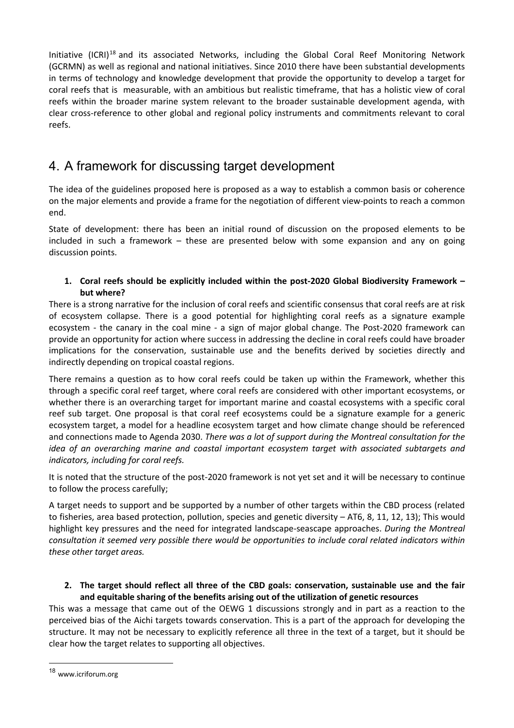Initiative (ICRI)[18] and its associated Networks, including the Global Coral Reef Monitoring Network (GCRMN) as well as regional and national initiatives. Since 2010 there have been substantial developments in terms of technology and knowledge development that provide the opportunity to develop a target for coral reefs that is measurable, with an ambitious but realistic timeframe, that has a holistic view of coral reefs within the broader marine system relevant to the broader sustainable development agenda, with clear cross-reference to other global and regional policy instruments and commitments relevant to coral reefs.

# 4. A framework for discussing target development

The idea of the guidelines proposed here is proposed as a way to establish a common basis or coherence on the major elements and provide a frame for the negotiation of different view-points to reach a common end.

State of development: there has been an initial round of discussion on the proposed elements to be included in such a framework – these are presented below with some expansion and any on going discussion points.

1. **Coral reefs should be explicitly included within the post-2020 Global Biodiversity Framework – but where?**

There is a strong narrative for the inclusion of coral reefs and scientific consensus that coral reefs are at risk of ecosystem collapse. There is a good potential for highlighting coral reefs as a signature example ecosystem - the canary in the coal mine - a sign of major global change. The Post-2020 framework can provide an opportunity for action where success in addressing the decline in coral reefs could have broader implications for the conservation, sustainable use and the benefits derived by societies directly and indirectly depending on tropical coastal regions.

There remains a question as to how coral reefs could be taken up within the Framework, whether this through a specific coral reef target, where coral reefs are considered with other important ecosystems, or whether there is an overarching target for important marine and coastal ecosystems with a specific coral reef sub target. One proposal is that coral reef ecosystems could be a signature example for a generic ecosystem target, a model for a headline ecosystem target and how climate change should be referenced and connections made to Agenda 2030. *There was a lot of support during the Montreal consultation for the idea of an overarching marine and coastal important ecosystem target with associated subtargets and indicators, including for coral reefs.*

It is noted that the structure of the post-2020 framework is not yet set and it will be necessary to continue to follow the process carefully;

A target needs to support and be supported by a number of other targets within the CBD process (related to fisheries, area based protection, pollution, species and genetic diversity – AT6, 8, 11, 12, 13); This would highlight key pressures and the need for integrated landscape-seascape approaches. *During the Montreal consultation it seemed very possible there would be opportunities to include coral related indicators within these other target areas.*

2. **The target should reflect all three of the CBD goals: conservation, sustainable use and the fair and equitable sharing of the benefits arising out of the utilization of genetic resources**

This was a message that came out of the OEWG 1 discussions strongly and in part as a reaction to the perceived bias of the Aichi targets towards conservation. This is a part of the approach for developing the structure. It may not be necessary to explicitly reference all three in the text of a target, but it should be clear how the target relates to supporting all objectives.

[18] www.icriforum.org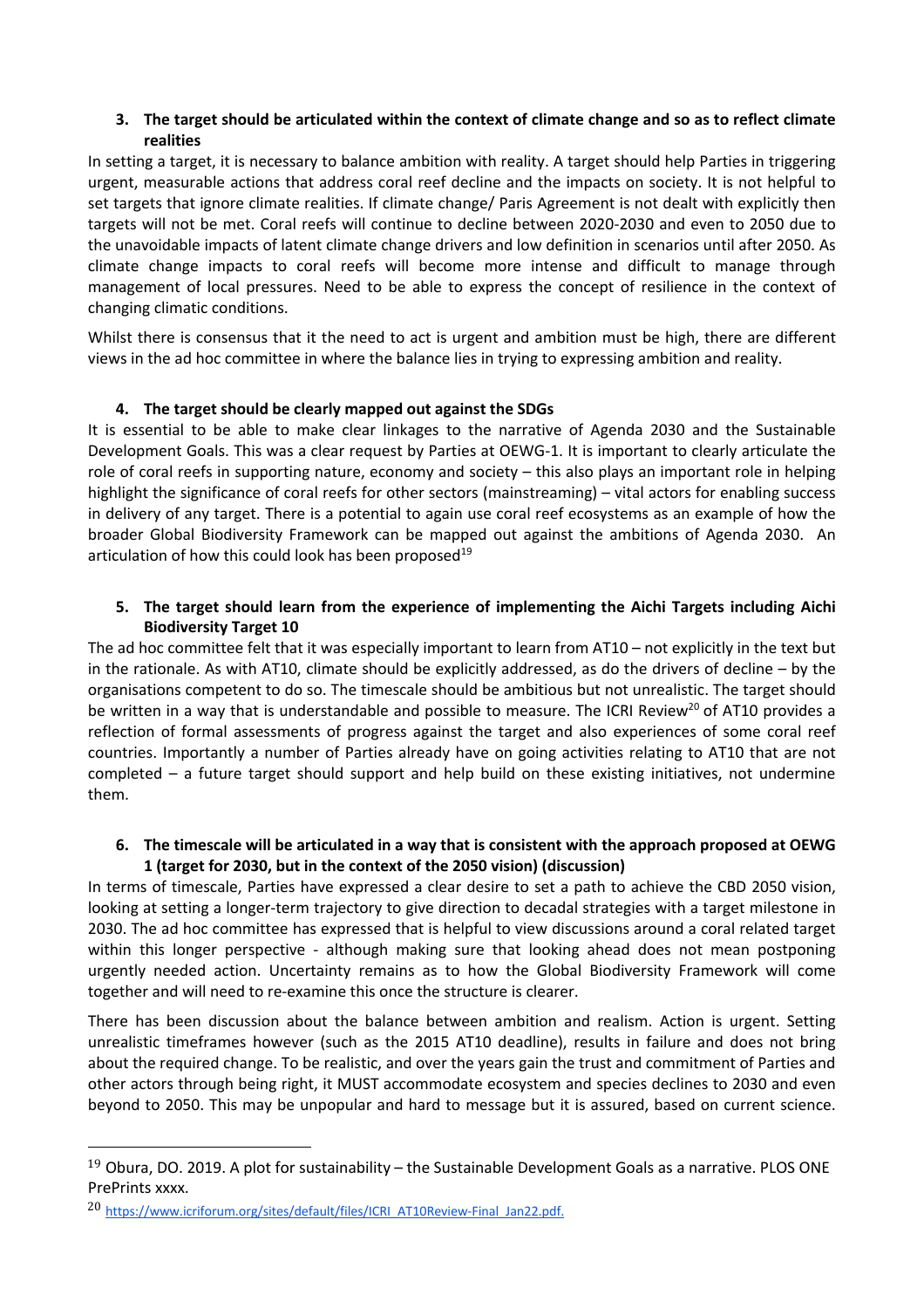**3. The target should be articulated within the context of climate change and so as to reflect climate realities**

In setting a target, it is necessary to balance ambition with reality. A target should help Parties in triggering urgent, measurable actions that address coral reef decline and the impacts on society. It is not helpful to set targets that ignore climate realities. If climate change/ Paris Agreement is not dealt with explicitly then targets will not be met. Coral reefs will continue to decline between 2020-2030 and even to 2050 due to the unavoidable impacts of latent climate change drivers and low definition in scenarios until after 2050. As climate change impacts to coral reefs will become more intense and difficult to manage through management of local pressures. Need to be able to express the concept of resilience in the context of changing climatic conditions.

Whilst there is consensus that it the need to act is urgent and ambition must be high, there are different views in the ad hoc committee in where the balance lies in trying to expressing ambition and reality.

**4. The target should be clearly mapped out against the SDGs**

It is essential to be able to make clear linkages to the narrative of Agenda 2030 and the Sustainable Development Goals. This was a clear request by Parties at OEWG-1. It is important to clearly articulate the role of coral reefs in supporting nature, economy and society – this also plays an important role in helping highlight the significance of coral reefs for other sectors (mainstreaming) – vital actors for enabling success in delivery of any target. There is a potential to again use coral reef ecosystems as an example of how the broader Global Biodiversity Framework can be mapped out against the ambitions of Agenda 2030. An articulation of how this could look has been proposed[19]

**5. The target should learn from the experience of implementing the Aichi Targets including Aichi Biodiversity Target 10**

The ad hoc committee felt that it was especially important to learn from AT10 – not explicitly in the text but in the rationale. As with AT10, climate should be explicitly addressed, as do the drivers of decline – by the organisations competent to do so. The timescale should be ambitious but not unrealistic. The target should be written in a way that is understandable and possible to measure. The ICRI Review[20] of AT10 provides a reflection of formal assessments of progress against the target and also experiences of some coral reef countries. Importantly a number of Parties already have on going activities relating to AT10 that are not completed – a future target should support and help build on these existing initiatives, not undermine them.

**6. The timescale will be articulated in a way that is consistent with the approach proposed at OEWG 1 (target for 2030, but in the context of the 2050 vision) (discussion)**

In terms of timescale, Parties have expressed a clear desire to set a path to achieve the CBD 2050 vision, looking at setting a longer-term trajectory to give direction to decadal strategies with a target milestone in 2030. The ad hoc committee has expressed that is helpful to view discussions around a coral related target within this longer perspective - although making sure that looking ahead does not mean postponing urgently needed action. Uncertainty remains as to how the Global Biodiversity Framework will come together and will need to re-examine this once the structure is clearer.

There has been discussion about the balance between ambition and realism. Action is urgent. Setting unrealistic timeframes however (such as the 2015 AT10 deadline), results in failure and does not bring about the required change. To be realistic, and over the years gain the trust and commitment of Parties and other actors through being right, it MUST accommodate ecosystem and species declines to 2030 and even beyond to 2050. This may be unpopular and hard to message but it is assured, based on current science.

---

[19] Obura, DO. 2019. A plot for sustainability – the Sustainable Development Goals as a narrative. PLOS ONE PrePrints xxxx.

[20] https://www.icriforum.org/sites/default/files/ICRI_AT10Review-Final_Jan22.pdf.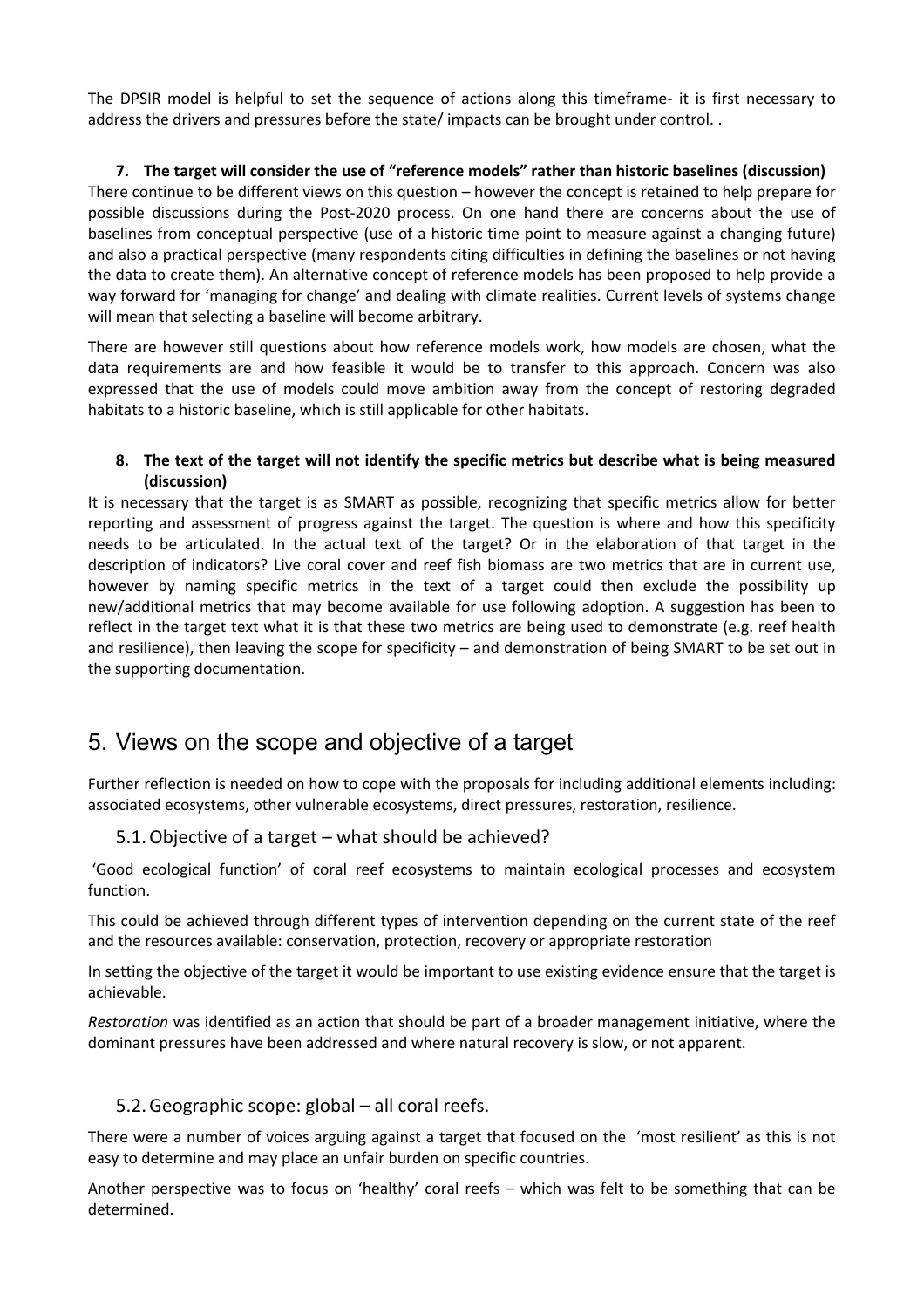The DPSIR model is helpful to set the sequence of actions along this timeframe- it is first necessary to address the drivers and pressures before the state/ impacts can be brought under control. .

7. **The target will consider the use of "reference models" rather than historic baselines (discussion)**

There continue to be different views on this question – however the concept is retained to help prepare for possible discussions during the Post-2020 process. On one hand there are concerns about the use of baselines from conceptual perspective (use of a historic time point to measure against a changing future) and also a practical perspective (many respondents citing difficulties in defining the baselines or not having the data to create them). An alternative concept of reference models has been proposed to help provide a way forward for 'managing for change' and dealing with climate realities. Current levels of systems change will mean that selecting a baseline will become arbitrary.

There are however still questions about how reference models work, how models are chosen, what the data requirements are and how feasible it would be to transfer to this approach. Concern was also expressed that the use of models could move ambition away from the concept of restoring degraded habitats to a historic baseline, which is still applicable for other habitats.

8. **The text of the target will not identify the specific metrics but describe what is being measured (discussion)**

It is necessary that the target is as SMART as possible, recognizing that specific metrics allow for better reporting and assessment of progress against the target. The question is where and how this specificity needs to be articulated. In the actual text of the target? Or in the elaboration of that target in the description of indicators? Live coral cover and reef fish biomass are two metrics that are in current use, however by naming specific metrics in the text of a target could then exclude the possibility up new/additional metrics that may become available for use following adoption. A suggestion has been to reflect in the target text what it is that these two metrics are being used to demonstrate (e.g. reef health and resilience), then leaving the scope for specificity – and demonstration of being SMART to be set out in the supporting documentation.

# 5. Views on the scope and objective of a target

Further reflection is needed on how to cope with the proposals for including additional elements including: associated ecosystems, other vulnerable ecosystems, direct pressures, restoration, resilience.

## 5.1. Objective of a target – what should be achieved?

'Good ecological function' of coral reef ecosystems to maintain ecological processes and ecosystem function.

This could be achieved through different types of intervention depending on the current state of the reef and the resources available: conservation, protection, recovery or appropriate restoration

In setting the objective of the target it would be important to use existing evidence ensure that the target is achievable.

*Restoration* was identified as an action that should be part of a broader management initiative, where the dominant pressures have been addressed and where natural recovery is slow, or not apparent.

## 5.2. Geographic scope: global – all coral reefs.

There were a number of voices arguing against a target that focused on the 'most resilient' as this is not easy to determine and may place an unfair burden on specific countries.

Another perspective was to focus on 'healthy' coral reefs – which was felt to be something that can be determined.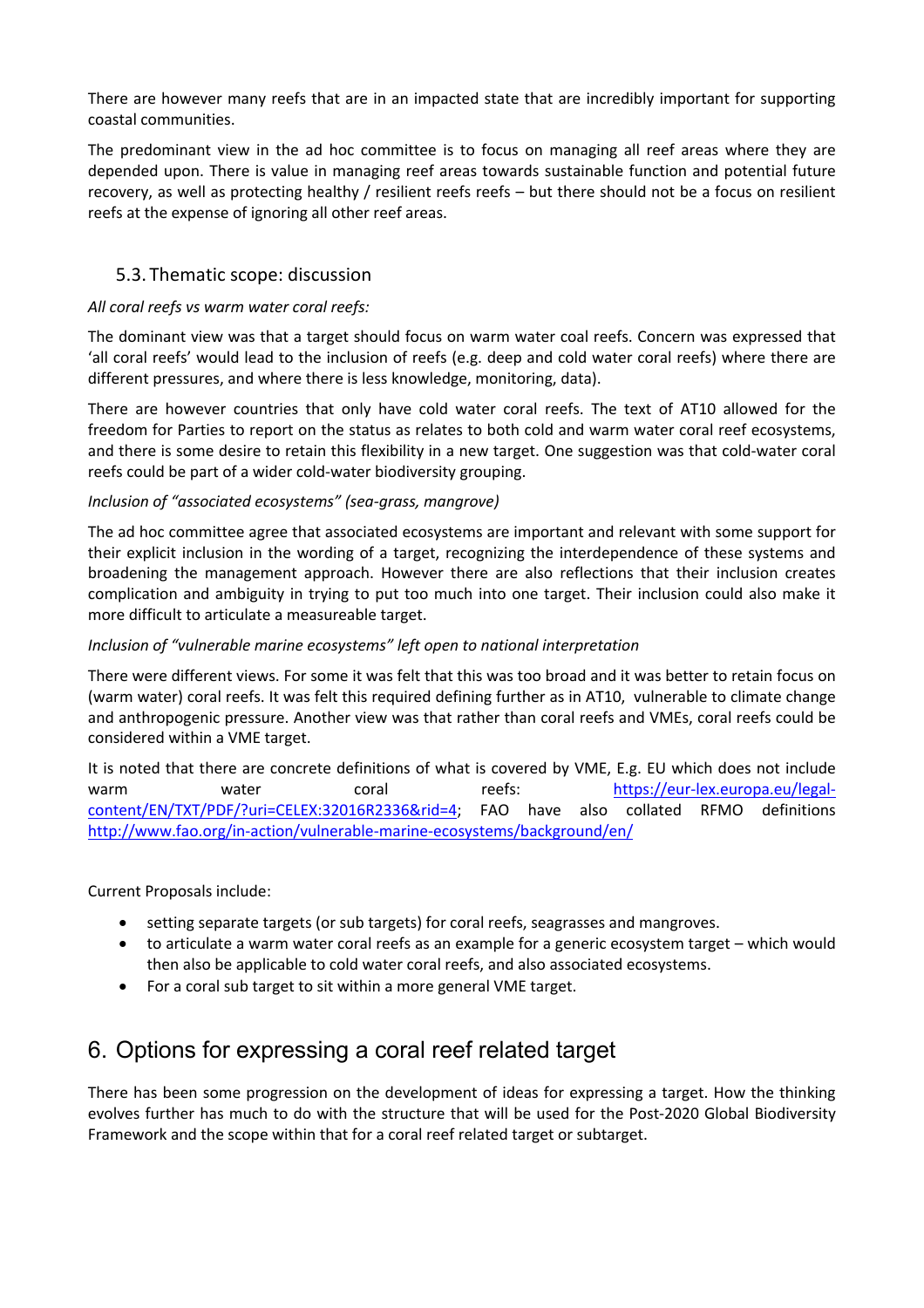There are however many reefs that are in an impacted state that are incredibly important for supporting coastal communities.

The predominant view in the ad hoc committee is to focus on managing all reef areas where they are depended upon. There is value in managing reef areas towards sustainable function and potential future recovery, as well as protecting healthy / resilient reefs reefs – but there should not be a focus on resilient reefs at the expense of ignoring all other reef areas.

### 5.3. Thematic scope: discussion

*All coral reefs vs warm water coral reefs:*

The dominant view was that a target should focus on warm water coal reefs. Concern was expressed that 'all coral reefs' would lead to the inclusion of reefs (e.g. deep and cold water coral reefs) where there are different pressures, and where there is less knowledge, monitoring, data).

There are however countries that only have cold water coral reefs. The text of AT10 allowed for the freedom for Parties to report on the status as relates to both cold and warm water coral reef ecosystems, and there is some desire to retain this flexibility in a new target. One suggestion was that cold-water coral reefs could be part of a wider cold-water biodiversity grouping.

*Inclusion of "associated ecosystems" (sea-grass, mangrove)*

The ad hoc committee agree that associated ecosystems are important and relevant with some support for their explicit inclusion in the wording of a target, recognizing the interdependence of these systems and broadening the management approach. However there are also reflections that their inclusion creates complication and ambiguity in trying to put too much into one target. Their inclusion could also make it more difficult to articulate a measureable target.

*Inclusion of "vulnerable marine ecosystems" left open to national interpretation*

There were different views. For some it was felt that this was too broad and it was better to retain focus on (warm water) coral reefs. It was felt this required defining further as in AT10, vulnerable to climate change and anthropogenic pressure. Another view was that rather than coral reefs and VMEs, coral reefs could be considered within a VME target.

It is noted that there are concrete definitions of what is covered by VME, E.g. EU which does not include warm water coral reefs: https://eur-lex.europa.eu/legal-content/EN/TXT/PDF/?uri=CELEX:32016R2336&rid=4; FAO have also collated RFMO definitions http://www.fao.org/in-action/vulnerable-marine-ecosystems/background/en/

Current Proposals include:

- setting separate targets (or sub targets) for coral reefs, seagrasses and mangroves.
- to articulate a warm water coral reefs as an example for a generic ecosystem target – which would then also be applicable to cold water coral reefs, and also associated ecosystems.
- For a coral sub target to sit within a more general VME target.

## 6. Options for expressing a coral reef related target

There has been some progression on the development of ideas for expressing a target. How the thinking evolves further has much to do with the structure that will be used for the Post-2020 Global Biodiversity Framework and the scope within that for a coral reef related target or subtarget.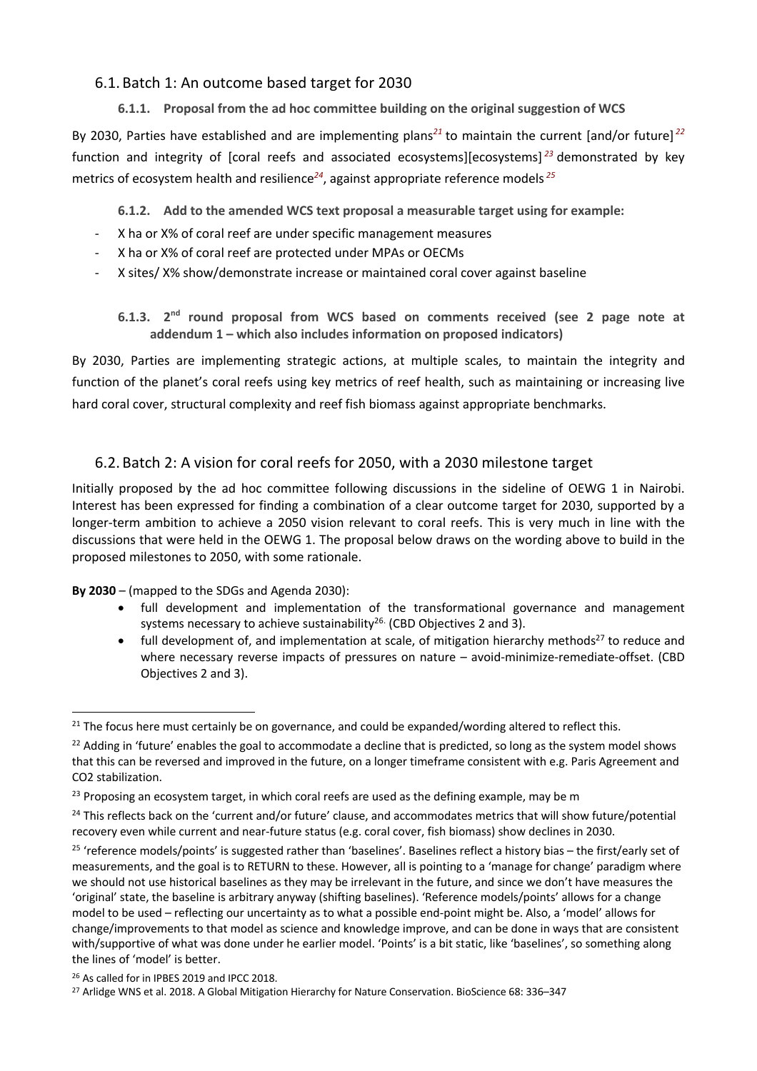## 6.1. Batch 1: An outcome based target for 2030

### 6.1.1. Proposal from the ad hoc committee building on the original suggestion of WCS

By 2030, Parties have established and are implementing plans[21] to maintain the current [and/or future][22] function and integrity of [coral reefs and associated ecosystems][ecosystems][23] demonstrated by key metrics of ecosystem health and resilience[24], against appropriate reference models[25]

### 6.1.2. Add to the amended WCS text proposal a measurable target using for example:

- X ha or X% of coral reef are under specific management measures
- X ha or X% of coral reef are protected under MPAs or OECMs
- X sites/ X% show/demonstrate increase or maintained coral cover against baseline

### 6.1.3. 2nd round proposal from WCS based on comments received (see 2 page note at addendum 1 – which also includes information on proposed indicators)

By 2030, Parties are implementing strategic actions, at multiple scales, to maintain the integrity and function of the planet's coral reefs using key metrics of reef health, such as maintaining or increasing live hard coral cover, structural complexity and reef fish biomass against appropriate benchmarks.

## 6.2. Batch 2: A vision for coral reefs for 2050, with a 2030 milestone target

Initially proposed by the ad hoc committee following discussions in the sideline of OEWG 1 in Nairobi. Interest has been expressed for finding a combination of a clear outcome target for 2030, supported by a longer-term ambition to achieve a 2050 vision relevant to coral reefs. This is very much in line with the discussions that were held in the OEWG 1. The proposal below draws on the wording above to build in the proposed milestones to 2050, with some rationale.

**By 2030** – (mapped to the SDGs and Agenda 2030):

- full development and implementation of the transformational governance and management systems necessary to achieve sustainability[26]. (CBD Objectives 2 and 3).
- full development of, and implementation at scale, of mitigation hierarchy methods[27] to reduce and where necessary reverse impacts of pressures on nature – avoid-minimize-remediate-offset. (CBD Objectives 2 and 3).

---

[21] The focus here must certainly be on governance, and could be expanded/wording altered to reflect this.

[22] Adding in 'future' enables the goal to accommodate a decline that is predicted, so long as the system model shows that this can be reversed and improved in the future, on a longer timeframe consistent with e.g. Paris Agreement and $CO_2$ stabilization.

[23] Proposing an ecosystem target, in which coral reefs are used as the defining example, may be m

[24] This reflects back on the 'current and/or future' clause, and accommodates metrics that will show future/potential recovery even while current and near-future status (e.g. coral cover, fish biomass) show declines in 2030.

[25] 'reference models/points' is suggested rather than 'baselines'. Baselines reflect a history bias – the first/early set of measurements, and the goal is to RETURN to these. However, all is pointing to a 'manage for change' paradigm where we should not use historical baselines as they may be irrelevant in the future, and since we don't have measures the 'original' state, the baseline is arbitrary anyway (shifting baselines). 'Reference models/points' allows for a change model to be used – reflecting our uncertainty as to what a possible end-point might be. Also, a 'model' allows for change/improvements to that model as science and knowledge improve, and can be done in ways that are consistent with/supportive of what was done under he earlier model. 'Points' is a bit static, like 'baselines', so something along the lines of 'model' is better.

[26] As called for in IPBES 2019 and IPCC 2018.

[27] Arlidge WNS et al. 2018. A Global Mitigation Hierarchy for Nature Conservation. BioScience 68: 336–347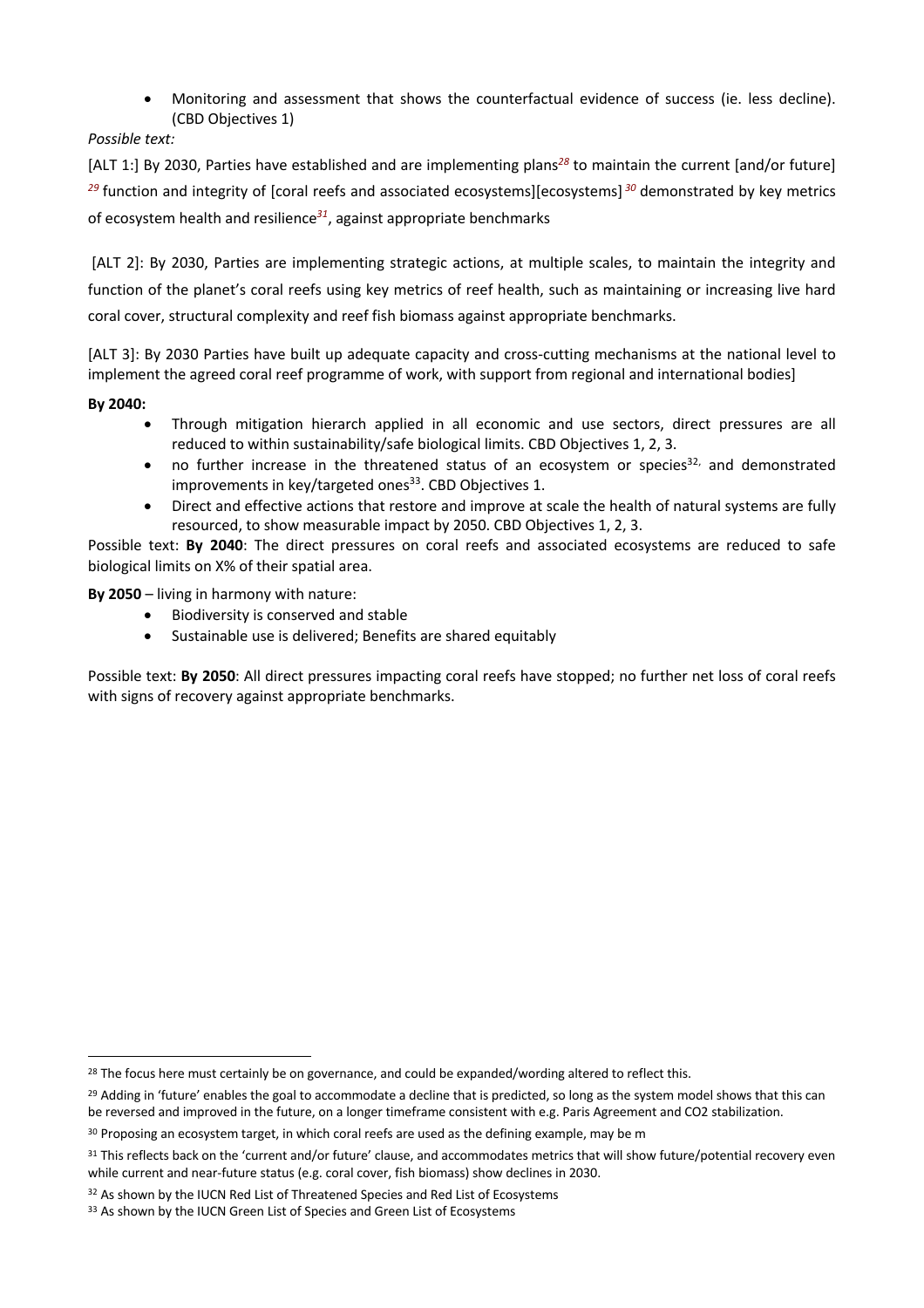- Monitoring and assessment that shows the counterfactual evidence of success (ie. less decline). (CBD Objectives 1)

*Possible text:*

[ALT 1:] By 2030, Parties have established and are implementing plans[28] to maintain the current [and/or future] [29] function and integrity of [coral reefs and associated ecosystems][ecosystems] [30] demonstrated by key metrics of ecosystem health and resilience[31], against appropriate benchmarks

[ALT 2]: By 2030, Parties are implementing strategic actions, at multiple scales, to maintain the integrity and function of the planet's coral reefs using key metrics of reef health, such as maintaining or increasing live hard coral cover, structural complexity and reef fish biomass against appropriate benchmarks.

[ALT 3]: By 2030 Parties have built up adequate capacity and cross-cutting mechanisms at the national level to implement the agreed coral reef programme of work, with support from regional and international bodies]

**By 2040:**

- Through mitigation hierarch applied in all economic and use sectors, direct pressures are all reduced to within sustainability/safe biological limits. CBD Objectives 1, 2, 3.
- no further increase in the threatened status of an ecosystem or species[32,] and demonstrated improvements in key/targeted ones[33]. CBD Objectives 1.
- Direct and effective actions that restore and improve at scale the health of natural systems are fully resourced, to show measurable impact by 2050. CBD Objectives 1, 2, 3.

Possible text: **By 2040**: The direct pressures on coral reefs and associated ecosystems are reduced to safe biological limits on X% of their spatial area.

**By 2050** – living in harmony with nature:

- Biodiversity is conserved and stable
- Sustainable use is delivered; Benefits are shared equitably

Possible text: **By 2050**: All direct pressures impacting coral reefs have stopped; no further net loss of coral reefs with signs of recovery against appropriate benchmarks.

---

[28] The focus here must certainly be on governance, and could be expanded/wording altered to reflect this.

[29] Adding in 'future' enables the goal to accommodate a decline that is predicted, so long as the system model shows that this can be reversed and improved in the future, on a longer timeframe consistent with e.g. Paris Agreement and CO2 stabilization.

[30] Proposing an ecosystem target, in which coral reefs are used as the defining example, may be m

[31] This reflects back on the 'current and/or future' clause, and accommodates metrics that will show future/potential recovery even while current and near-future status (e.g. coral cover, fish biomass) show declines in 2030.

[32] As shown by the IUCN Red List of Threatened Species and Red List of Ecosystems

[33] As shown by the IUCN Green List of Species and Green List of Ecosystems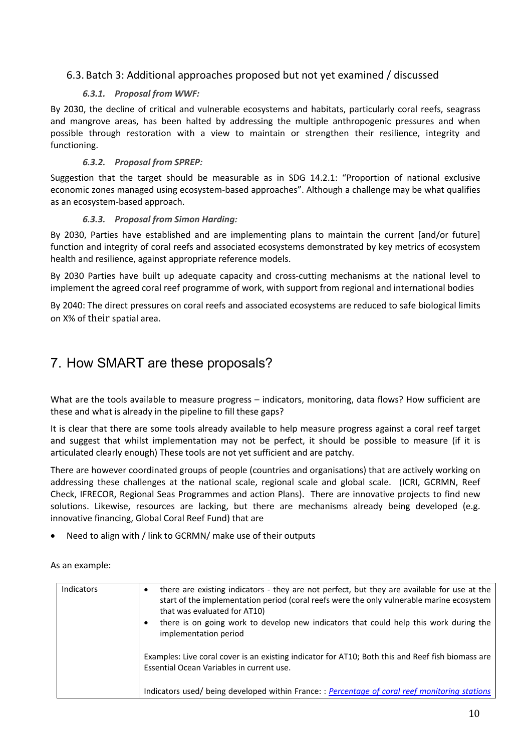## 6.3. Batch 3: Additional approaches proposed but not yet examined / discussed

### *6.3.1. Proposal from WWF:*

By 2030, the decline of critical and vulnerable ecosystems and habitats, particularly coral reefs, seagrass and mangrove areas, has been halted by addressing the multiple anthropogenic pressures and when possible through restoration with a view to maintain or strengthen their resilience, integrity and functioning.

### *6.3.2. Proposal from SPREP:*

Suggestion that the target should be measurable as in SDG 14.2.1: "Proportion of national exclusive economic zones managed using ecosystem-based approaches". Although a challenge may be what qualifies as an ecosystem-based approach.

### *6.3.3. Proposal from Simon Harding:*

By 2030, Parties have established and are implementing plans to maintain the current [and/or future] function and integrity of coral reefs and associated ecosystems demonstrated by key metrics of ecosystem health and resilience, against appropriate reference models.

By 2030 Parties have built up adequate capacity and cross-cutting mechanisms at the national level to implement the agreed coral reef programme of work, with support from regional and international bodies

By 2040: The direct pressures on coral reefs and associated ecosystems are reduced to safe biological limits on X% of their spatial area.

# 7. How SMART are these proposals?

What are the tools available to measure progress – indicators, monitoring, data flows? How sufficient are these and what is already in the pipeline to fill these gaps?

It is clear that there are some tools already available to help measure progress against a coral reef target and suggest that whilst implementation may not be perfect, it should be possible to measure (if it is articulated clearly enough) These tools are not yet sufficient and are patchy.

There are however coordinated groups of people (countries and organisations) that are actively working on addressing these challenges at the national scale, regional scale and global scale. (ICRI, GCRMN, Reef Check, IFRECOR, Regional Seas Programmes and action Plans). There are innovative projects to find new solutions. Likewise, resources are lacking, but there are mechanisms already being developed (e.g. innovative financing, Global Coral Reef Fund) that are

- Need to align with / link to GCRMN/ make use of their outputs

As an example:

| Indicators | <ul><li>there are existing indicators - they are not perfect, but they are available for use at the start of the implementation period (coral reefs were the only vulnerable marine ecosystem that was evaluated for AT10)</li><li>there is on going work to develop new indicators that could help this work during the implementation period</li></ul><br>Examples: Live coral cover is an existing indicator for AT10; Both this and Reef fish biomass are Essential Ocean Variables in current use.<br><br>Indicators used/ being developed within France: : *Percentage of coral reef monitoring stations* |
|---|---|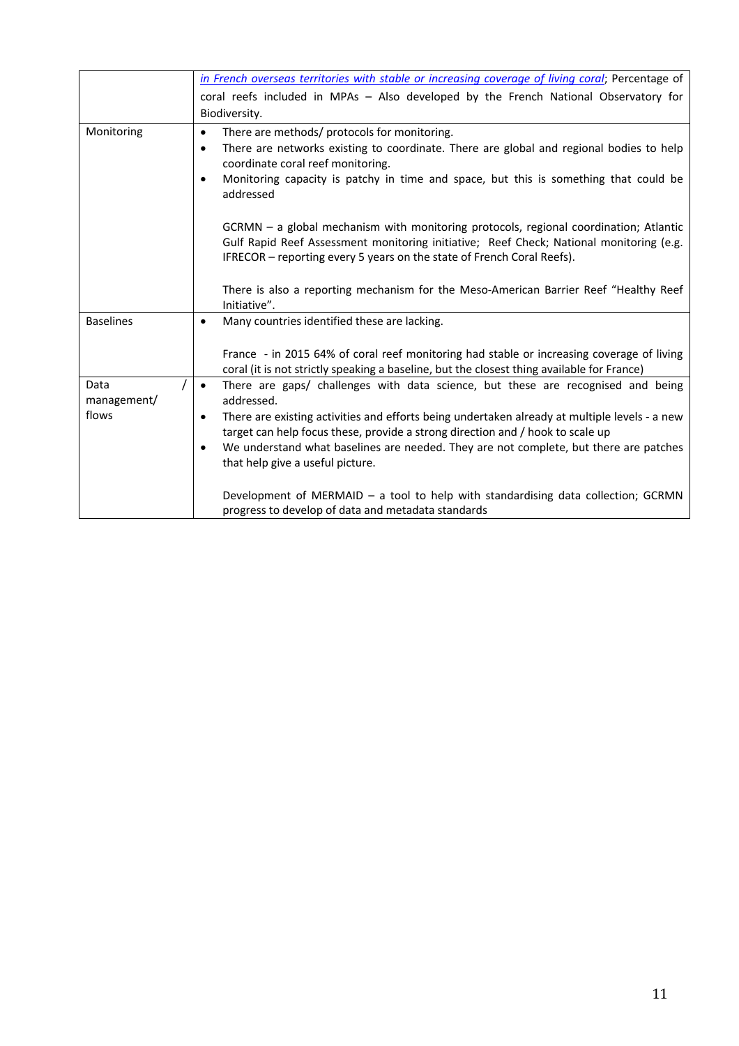| | |
|---|---|
| | *in French overseas territories with stable or increasing coverage of living coral*; Percentage of coral reefs included in MPAs – Also developed by the French National Observatory for Biodiversity. |
| Monitoring | • There are methods/ protocols for monitoring.<br>• There are networks existing to coordinate. There are global and regional bodies to help coordinate coral reef monitoring.<br>• Monitoring capacity is patchy in time and space, but this is something that could be addressed<br><br>GCRMN – a global mechanism with monitoring protocols, regional coordination; Atlantic Gulf Rapid Reef Assessment monitoring initiative; Reef Check; National monitoring (e.g. IFRECOR – reporting every 5 years on the state of French Coral Reefs).<br><br>There is also a reporting mechanism for the Meso-American Barrier Reef "Healthy Reef Initiative". |
| Baselines | • Many countries identified these are lacking.<br><br>France - in 2015 64% of coral reef monitoring had stable or increasing coverage of living coral (it is not strictly speaking a baseline, but the closest thing available for France) |
| Data / management/ flows | • There are gaps/ challenges with data science, but these are recognised and being addressed.<br>• There are existing activities and efforts being undertaken already at multiple levels - a new target can help focus these, provide a strong direction and / hook to scale up<br>• We understand what baselines are needed. They are not complete, but there are patches that help give a useful picture.<br><br>Development of MERMAID – a tool to help with standardising data collection; GCRMN progress to develop of data and metadata standards |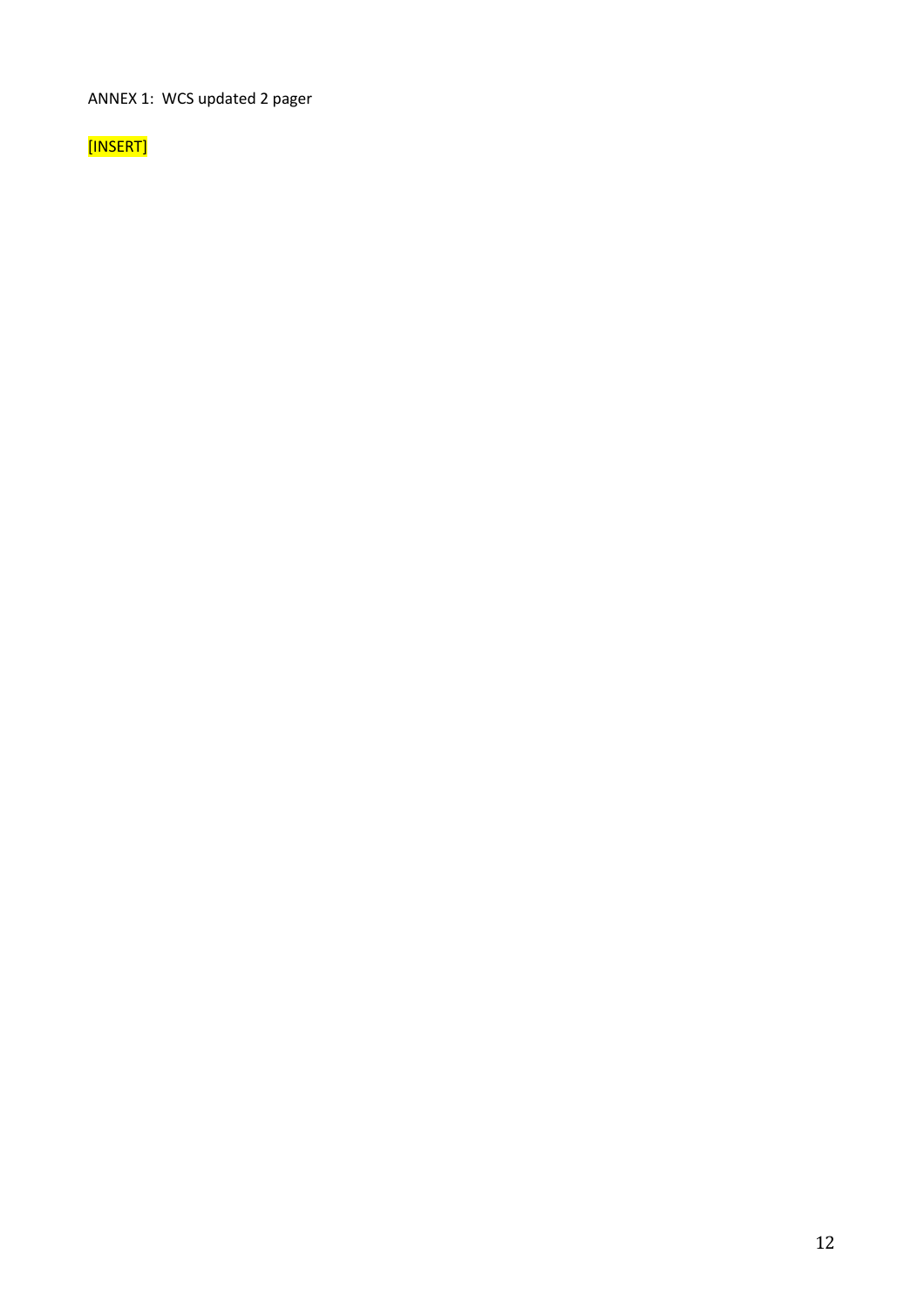ANNEX 1: WCS updated 2 pager

[INSERT]